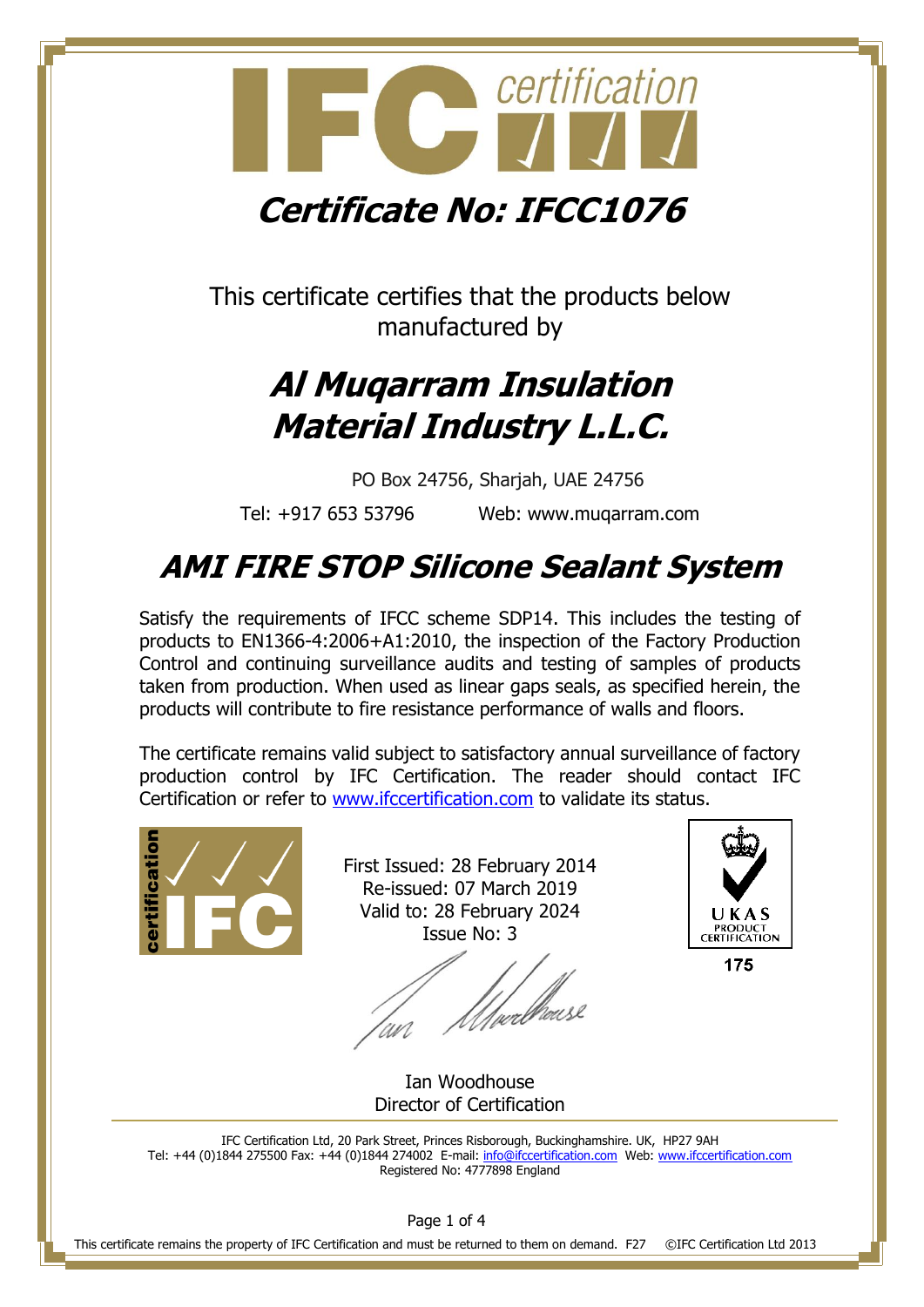# Certificate No: IFCC1076

This certificate certifies that the products below manufactured by

## Al Muqarram Insulation Material Industry L.L.C.

PO Box 24756, Sharjah, UAE 24756

Tel: +917 653 53796 Web: www.muqarram.com

## AMI FIRE STOP Silicone Sealant System

Satisfy the requirements of IFCC scheme SDP14. This includes the testing of products to EN1366-4:2006+A1:2010, the inspection of the Factory Production Control and continuing surveillance audits and testing of samples of products taken from production. When used as linear gaps seals, as specified herein, the products will contribute to fire resistance performance of walls and floors.

The certificate remains valid subject to satisfactory annual surveillance of factory production control by IFC Certification. The reader should contact IFC Certification or refer to www.ifccertification.com to validate its status.

First Issued: 28 February 2014
Re-issued: 07 March 2019
Valid to: 28 February 2024
Issue No: 3

UKAS PRODUCT CERTIFICATION 175

Ian Woodhouse
Director of Certification

IFC Certification Ltd, 20 Park Street, Princes Risborough, Buckinghamshire. UK, HP27 9AH
Tel: +44 (0)1844 275500 Fax: +44 (0)1844 274002 E-mail: info@ifccertification.com Web: www.ifccertification.com
Registered No: 4777898 England

This certificate remains the property of IFC Certification and must be returned to them on demand. F27 ©IFC Certification Ltd 2013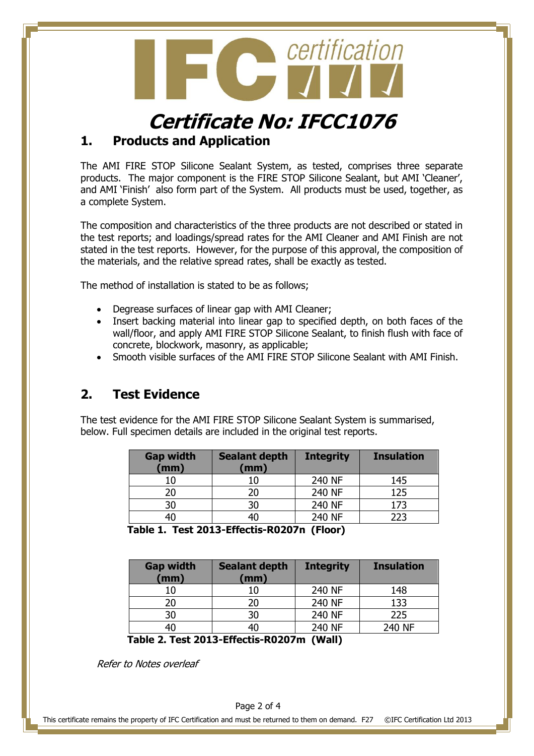# Certificate No: IFCC1076

## 1. Products and Application

The AMI FIRE STOP Silicone Sealant System, as tested, comprises three separate products. The major component is the FIRE STOP Silicone Sealant, but AMI 'Cleaner', and AMI 'Finish' also form part of the System. All products must be used, together, as a complete System.

The composition and characteristics of the three products are not described or stated in the test reports; and loadings/spread rates for the AMI Cleaner and AMI Finish are not stated in the test reports. However, for the purpose of this approval, the composition of the materials, and the relative spread rates, shall be exactly as tested.

The method of installation is stated to be as follows;

- Degrease surfaces of linear gap with AMI Cleaner;
- Insert backing material into linear gap to specified depth, on both faces of the wall/floor, and apply AMI FIRE STOP Silicone Sealant, to finish flush with face of concrete, blockwork, masonry, as applicable;
- Smooth visible surfaces of the AMI FIRE STOP Silicone Sealant with AMI Finish.

## 2. Test Evidence

The test evidence for the AMI FIRE STOP Silicone Sealant System is summarised, below. Full specimen details are included in the original test reports.

| Gap width (mm) | Sealant depth (mm) | Integrity | Insulation |
|---|---|---|---|
| 10 | 10 | 240 NF | 145 |
| 20 | 20 | 240 NF | 125 |
| 30 | 30 | 240 NF | 173 |
| 40 | 40 | 240 NF | 223 |

**Table 1. Test 2013-Effectis-R0207n (Floor)**

| Gap width (mm) | Sealant depth (mm) | Integrity | Insulation |
|---|---|---|---|
| 10 | 10 | 240 NF | 148 |
| 20 | 20 | 240 NF | 133 |
| 30 | 30 | 240 NF | 225 |
| 40 | 40 | 240 NF | 240 NF |

**Table 2. Test 2013-Effectis-R0207m (Wall)**

*Refer to Notes overleaf*

This certificate remains the property of IFC Certification and must be returned to them on demand. F27 ©IFC Certification Ltd 2013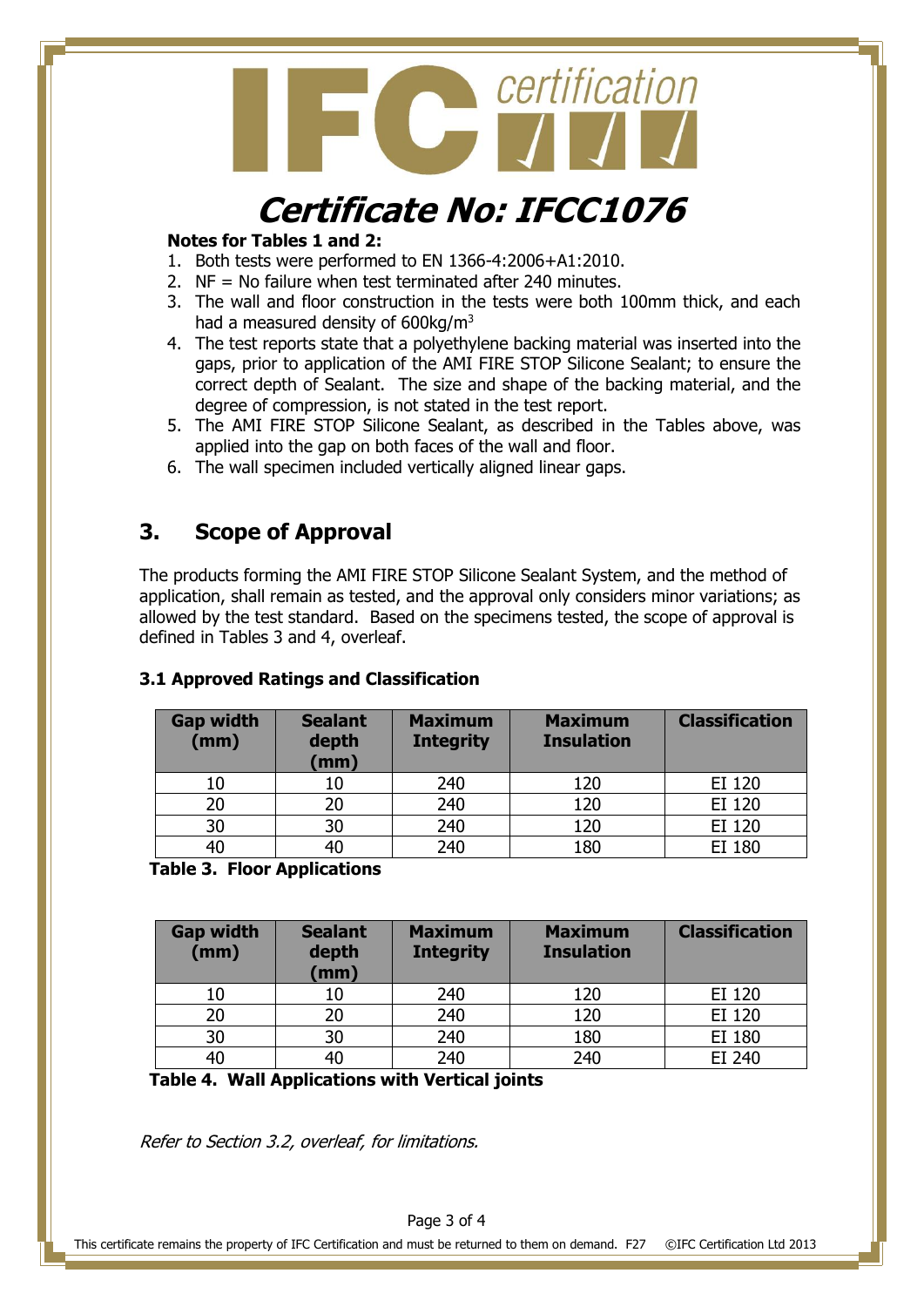# Certificate No: IFCC1076

**Notes for Tables 1 and 2:**

1. Both tests were performed to EN 1366-4:2006+A1:2010.
2. NF = No failure when test terminated after 240 minutes.
3. The wall and floor construction in the tests were both 100mm thick, and each had a measured density of 600kg/m$^3$
4. The test reports state that a polyethylene backing material was inserted into the gaps, prior to application of the AMI FIRE STOP Silicone Sealant; to ensure the correct depth of Sealant. The size and shape of the backing material, and the degree of compression, is not stated in the test report.
5. The AMI FIRE STOP Silicone Sealant, as described in the Tables above, was applied into the gap on both faces of the wall and floor.
6. The wall specimen included vertically aligned linear gaps.

## 3. Scope of Approval

The products forming the AMI FIRE STOP Silicone Sealant System, and the method of application, shall remain as tested, and the approval only considers minor variations; as allowed by the test standard. Based on the specimens tested, the scope of approval is defined in Tables 3 and 4, overleaf.

### 3.1 Approved Ratings and Classification

| Gap width (mm) | Sealant depth (mm) | Maximum Integrity | Maximum Insulation | Classification |
|---|---|---|---|---|
| 10 | 10 | 240 | 120 | EI 120 |
| 20 | 20 | 240 | 120 | EI 120 |
| 30 | 30 | 240 | 120 | EI 120 |
| 40 | 40 | 240 | 180 | EI 180 |

**Table 3. Floor Applications**

| Gap width (mm) | Sealant depth (mm) | Maximum Integrity | Maximum Insulation | Classification |
|---|---|---|---|---|
| 10 | 10 | 240 | 120 | EI 120 |
| 20 | 20 | 240 | 120 | EI 120 |
| 30 | 30 | 240 | 180 | EI 180 |
| 40 | 40 | 240 | 240 | EI 240 |

**Table 4. Wall Applications with Vertical joints**

*Refer to Section 3.2, overleaf, for limitations.*

This certificate remains the property of IFC Certification and must be returned to them on demand. F27 ©IFC Certification Ltd 2013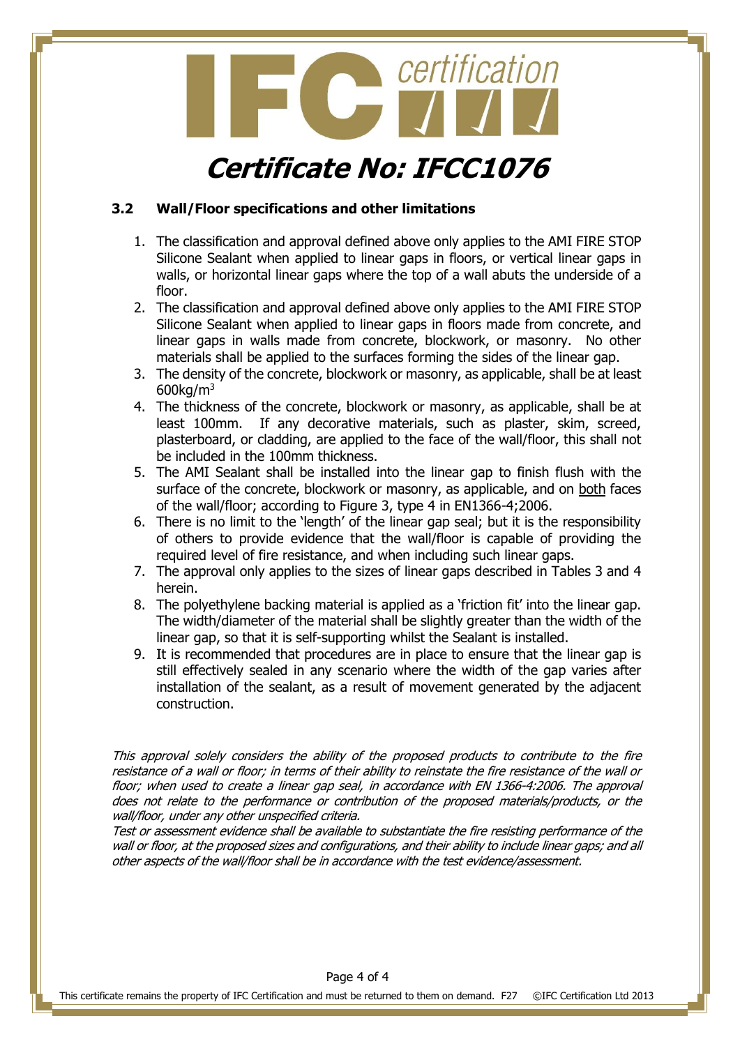# Certificate No: IFCC1076

### 3.2 Wall/Floor specifications and other limitations

1. The classification and approval defined above only applies to the AMI FIRE STOP Silicone Sealant when applied to linear gaps in floors, or vertical linear gaps in walls, or horizontal linear gaps where the top of a wall abuts the underside of a floor.
2. The classification and approval defined above only applies to the AMI FIRE STOP Silicone Sealant when applied to linear gaps in floors made from concrete, and linear gaps in walls made from concrete, blockwork, or masonry. No other materials shall be applied to the surfaces forming the sides of the linear gap.
3. The density of the concrete, blockwork or masonry, as applicable, shall be at least $600kg/m^3$
4. The thickness of the concrete, blockwork or masonry, as applicable, shall be at least 100mm. If any decorative materials, such as plaster, skim, screed, plasterboard, or cladding, are applied to the face of the wall/floor, this shall not be included in the 100mm thickness.
5. The AMI Sealant shall be installed into the linear gap to finish flush with the surface of the concrete, blockwork or masonry, as applicable, and on both faces of the wall/floor; according to Figure 3, type 4 in EN1366-4;2006.
6. There is no limit to the 'length' of the linear gap seal; but it is the responsibility of others to provide evidence that the wall/floor is capable of providing the required level of fire resistance, and when including such linear gaps.
7. The approval only applies to the sizes of linear gaps described in Tables 3 and 4 herein.
8. The polyethylene backing material is applied as a 'friction fit' into the linear gap. The width/diameter of the material shall be slightly greater than the width of the linear gap, so that it is self-supporting whilst the Sealant is installed.
9. It is recommended that procedures are in place to ensure that the linear gap is still effectively sealed in any scenario where the width of the gap varies after installation of the sealant, as a result of movement generated by the adjacent construction.

*This approval solely considers the ability of the proposed products to contribute to the fire resistance of a wall or floor; in terms of their ability to reinstate the fire resistance of the wall or floor; when used to create a linear gap seal, in accordance with EN 1366-4:2006. The approval does not relate to the performance or contribution of the proposed materials/products, or the wall/floor, under any other unspecified criteria.*

*Test or assessment evidence shall be available to substantiate the fire resisting performance of the wall or floor, at the proposed sizes and configurations, and their ability to include linear gaps; and all other aspects of the wall/floor shall be in accordance with the test evidence/assessment.*

This certificate remains the property of IFC Certification and must be returned to them on demand. F27 ©IFC Certification Ltd 2013